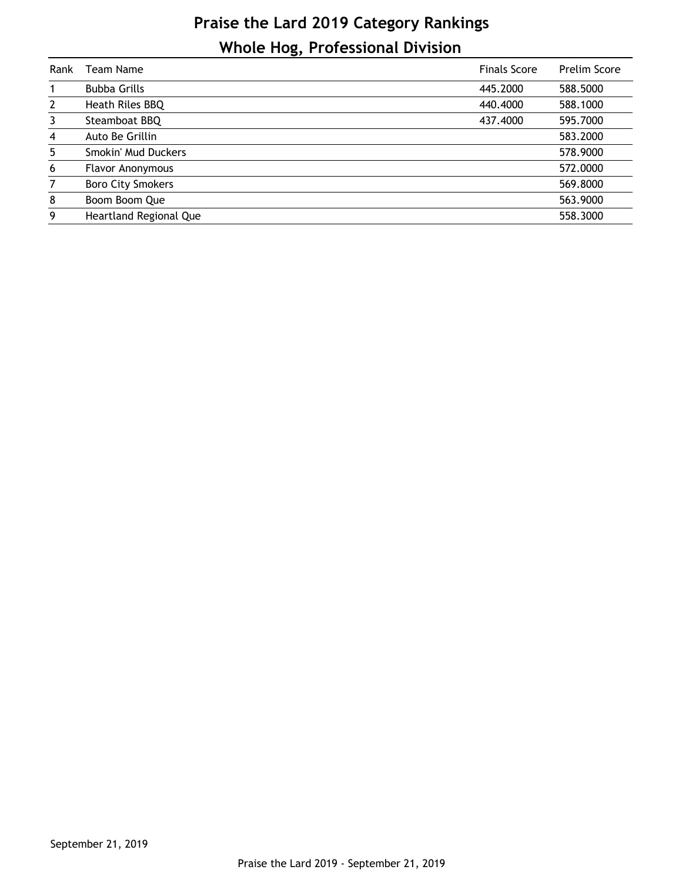# Praise the Lard 2019 Category Rankings

## Whole Hog, Professional Division

| Rank | Team Name | Finals Score | Prelim Score |
|---|---|---|---|
| 1 | Bubba Grills | 445.2000 | 588.5000 |
| 2 | Heath Riles BBQ | 440.4000 | 588.1000 |
| 3 | Steamboat BBQ | 437.4000 | 595.7000 |
| 4 | Auto Be Grillin | | 583.2000 |
| 5 | Smokin' Mud Duckers | | 578.9000 |
| 6 | Flavor Anonymous | | 572.0000 |
| 7 | Boro City Smokers | | 569.8000 |
| 8 | Boom Boom Que | | 563.9000 |
| 9 | Heartland Regional Que | | 558.3000 |

September 21, 2019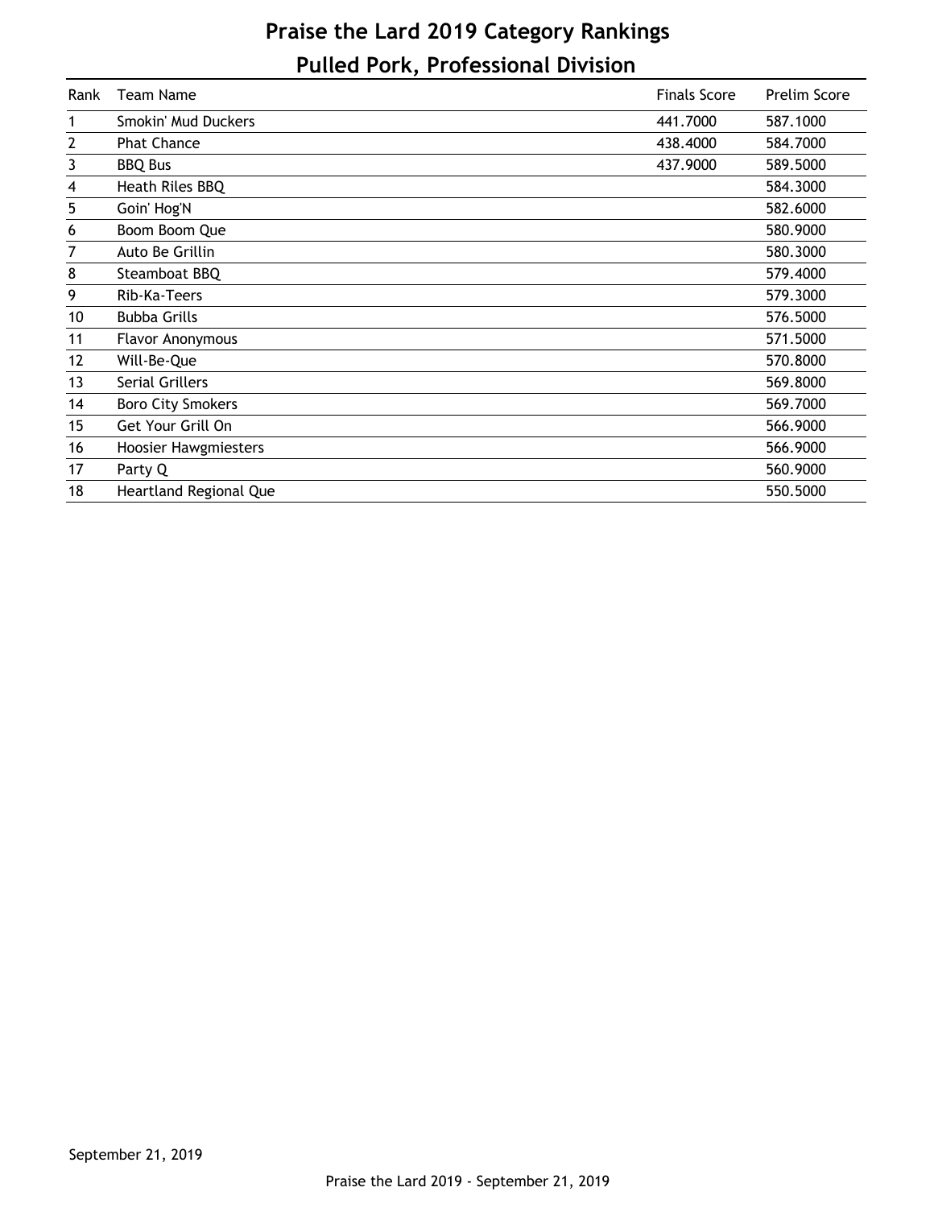# Praise the Lard 2019 Category Rankings

## Pulled Pork, Professional Division

| Rank | Team Name | Finals Score | Prelim Score |
|---|---|---|---|
| 1 | Smokin' Mud Duckers | 441.7000 | 587.1000 |
| 2 | Phat Chance | 438.4000 | 584.7000 |
| 3 | BBQ Bus | 437.9000 | 589.5000 |
| 4 | Heath Riles BBQ | | 584.3000 |
| 5 | Goin' Hog'N | | 582.6000 |
| 6 | Boom Boom Que | | 580.9000 |
| 7 | Auto Be Grillin | | 580.3000 |
| 8 | Steamboat BBQ | | 579.4000 |
| 9 | Rib-Ka-Teers | | 579.3000 |
| 10 | Bubba Grills | | 576.5000 |
| 11 | Flavor Anonymous | | 571.5000 |
| 12 | Will-Be-Que | | 570.8000 |
| 13 | Serial Grillers | | 569.8000 |
| 14 | Boro City Smokers | | 569.7000 |
| 15 | Get Your Grill On | | 566.9000 |
| 16 | Hoosier Hawgmiesters | | 566.9000 |
| 17 | Party Q | | 560.9000 |
| 18 | Heartland Regional Que | | 550.5000 |

September 21, 2019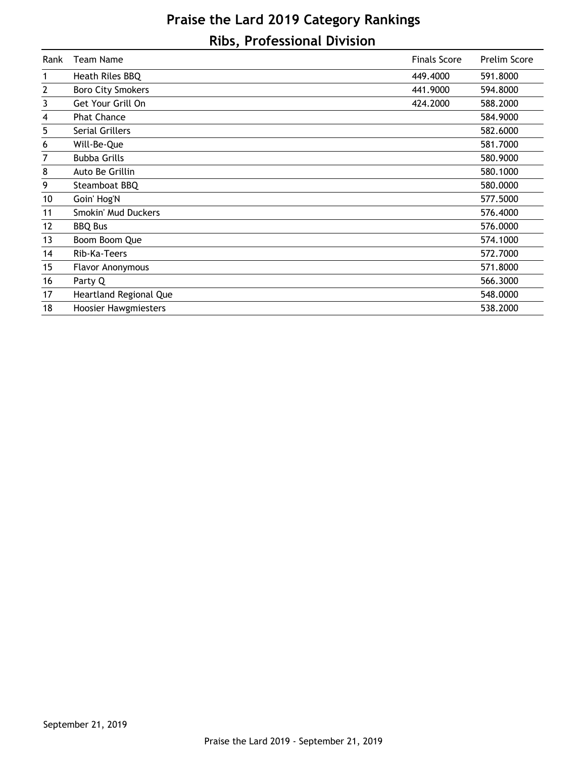# Praise the Lard 2019 Category Rankings

## Ribs, Professional Division

| Rank | Team Name | Finals Score | Prelim Score |
|---|---|---|---|
| 1 | Heath Riles BBQ | 449.4000 | 591.8000 |
| 2 | Boro City Smokers | 441.9000 | 594.8000 |
| 3 | Get Your Grill On | 424.2000 | 588.2000 |
| 4 | Phat Chance | | 584.9000 |
| 5 | Serial Grillers | | 582.6000 |
| 6 | Will-Be-Que | | 581.7000 |
| 7 | Bubba Grills | | 580.9000 |
| 8 | Auto Be Grillin | | 580.1000 |
| 9 | Steamboat BBQ | | 580.0000 |
| 10 | Goin' Hog'N | | 577.5000 |
| 11 | Smokin' Mud Duckers | | 576.4000 |
| 12 | BBQ Bus | | 576.0000 |
| 13 | Boom Boom Que | | 574.1000 |
| 14 | Rib-Ka-Teers | | 572.7000 |
| 15 | Flavor Anonymous | | 571.8000 |
| 16 | Party Q | | 566.3000 |
| 17 | Heartland Regional Que | | 548.0000 |
| 18 | Hoosier Hawgmiesters | | 538.2000 |

September 21, 2019